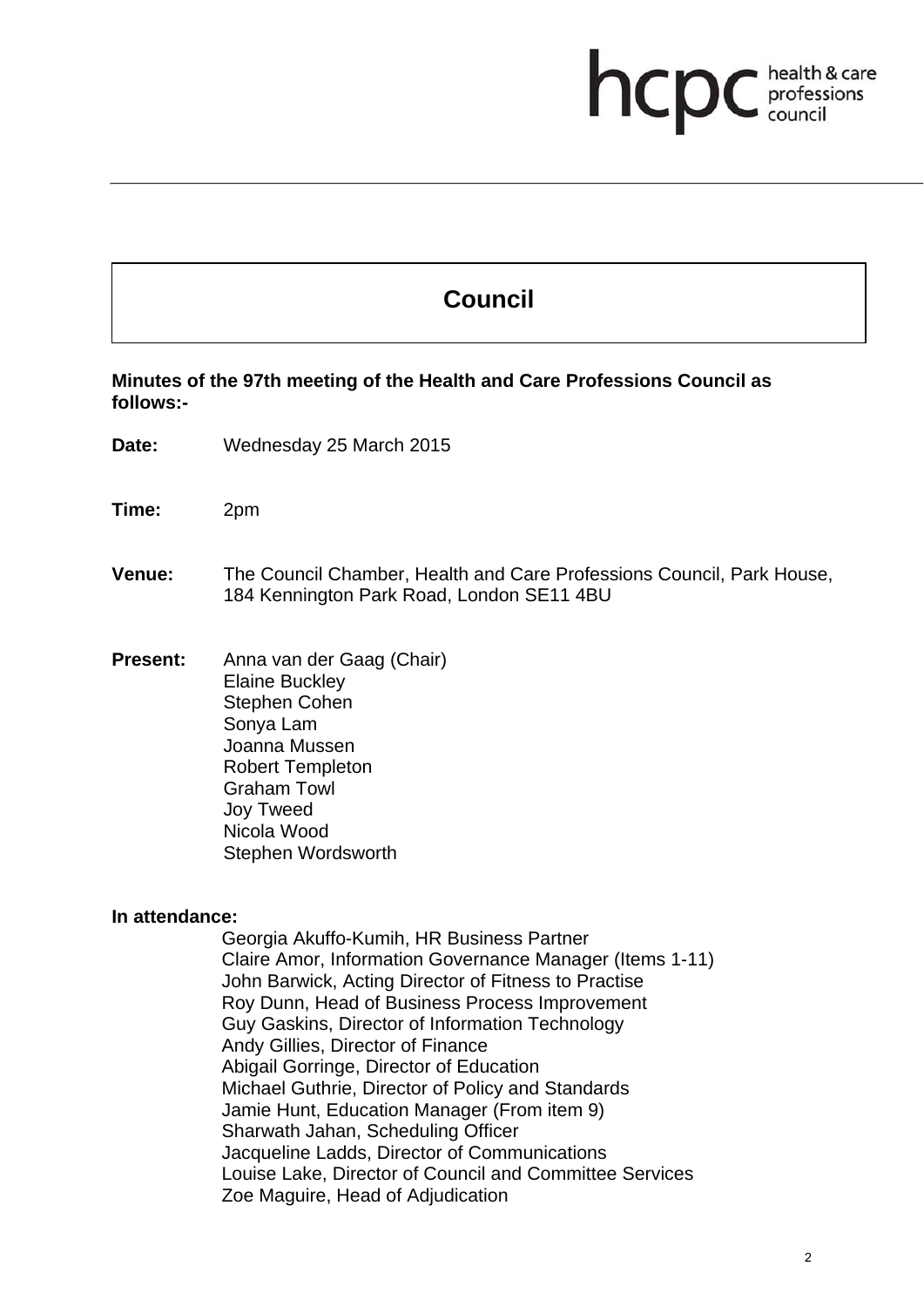hcpc health & care professions council

# Council

**Minutes of the 97th meeting of the Health and Care Professions Council as follows:-**

**Date:** Wednesday 25 March 2015

**Time:** 2pm

**Venue:** The Council Chamber, Health and Care Professions Council, Park House, 184 Kennington Park Road, London SE11 4BU

**Present:**
Anna van der Gaag (Chair)
Elaine Buckley
Stephen Cohen
Sonya Lam
Joanna Mussen
Robert Templeton
Graham Towl
Joy Tweed
Nicola Wood
Stephen Wordsworth

**In attendance:**
Georgia Akuffo-Kumih, HR Business Partner
Claire Amor, Information Governance Manager (Items 1-11)
John Barwick, Acting Director of Fitness to Practise
Roy Dunn, Head of Business Process Improvement
Guy Gaskins, Director of Information Technology
Andy Gillies, Director of Finance
Abigail Gorringe, Director of Education
Michael Guthrie, Director of Policy and Standards
Jamie Hunt, Education Manager (From item 9)
Sharwath Jahan, Scheduling Officer
Jacqueline Ladds, Director of Communications
Louise Lake, Director of Council and Committee Services
Zoe Maguire, Head of Adjudication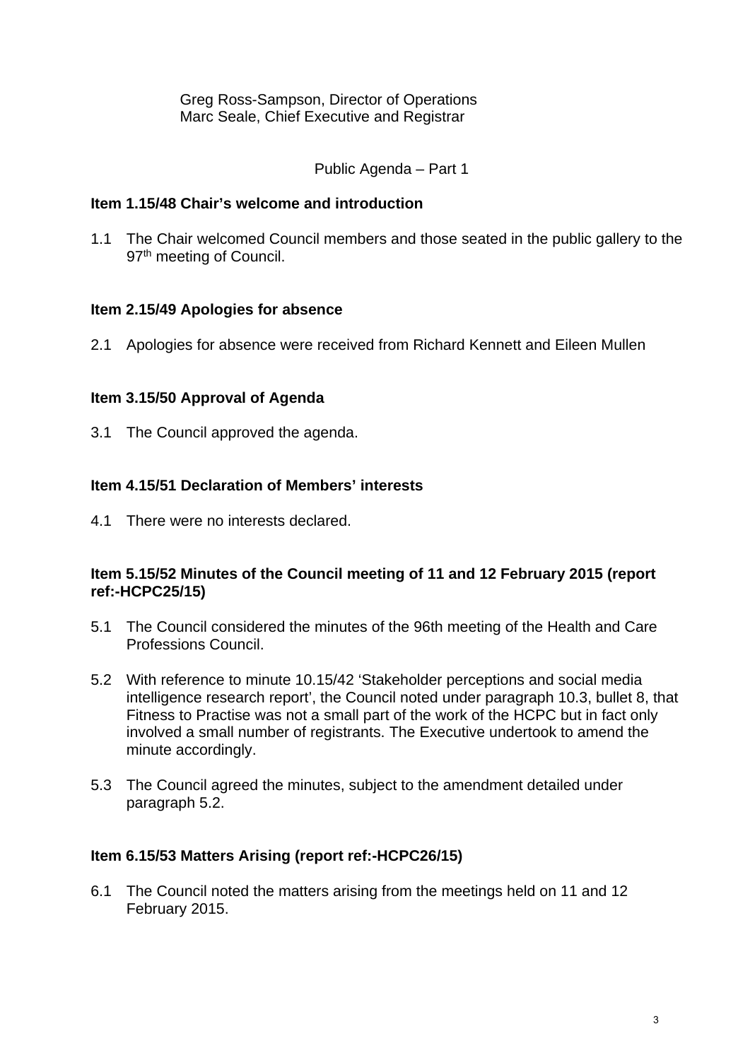Greg Ross-Sampson, Director of Operations
Marc Seale, Chief Executive and Registrar

Public Agenda – Part 1

**Item 1.15/48 Chair's welcome and introduction**

1.1 The Chair welcomed Council members and those seated in the public gallery to the 97th meeting of Council.

**Item 2.15/49 Apologies for absence**

2.1 Apologies for absence were received from Richard Kennett and Eileen Mullen

**Item 3.15/50 Approval of Agenda**

3.1 The Council approved the agenda.

**Item 4.15/51 Declaration of Members' interests**

4.1 There were no interests declared.

**Item 5.15/52 Minutes of the Council meeting of 11 and 12 February 2015 (report ref:-HCPC25/15)**

5.1 The Council considered the minutes of the 96th meeting of the Health and Care Professions Council.

5.2 With reference to minute 10.15/42 'Stakeholder perceptions and social media intelligence research report', the Council noted under paragraph 10.3, bullet 8, that Fitness to Practise was not a small part of the work of the HCPC but in fact only involved a small number of registrants. The Executive undertook to amend the minute accordingly.

5.3 The Council agreed the minutes, subject to the amendment detailed under paragraph 5.2.

**Item 6.15/53 Matters Arising (report ref:-HCPC26/15)**

6.1 The Council noted the matters arising from the meetings held on 11 and 12 February 2015.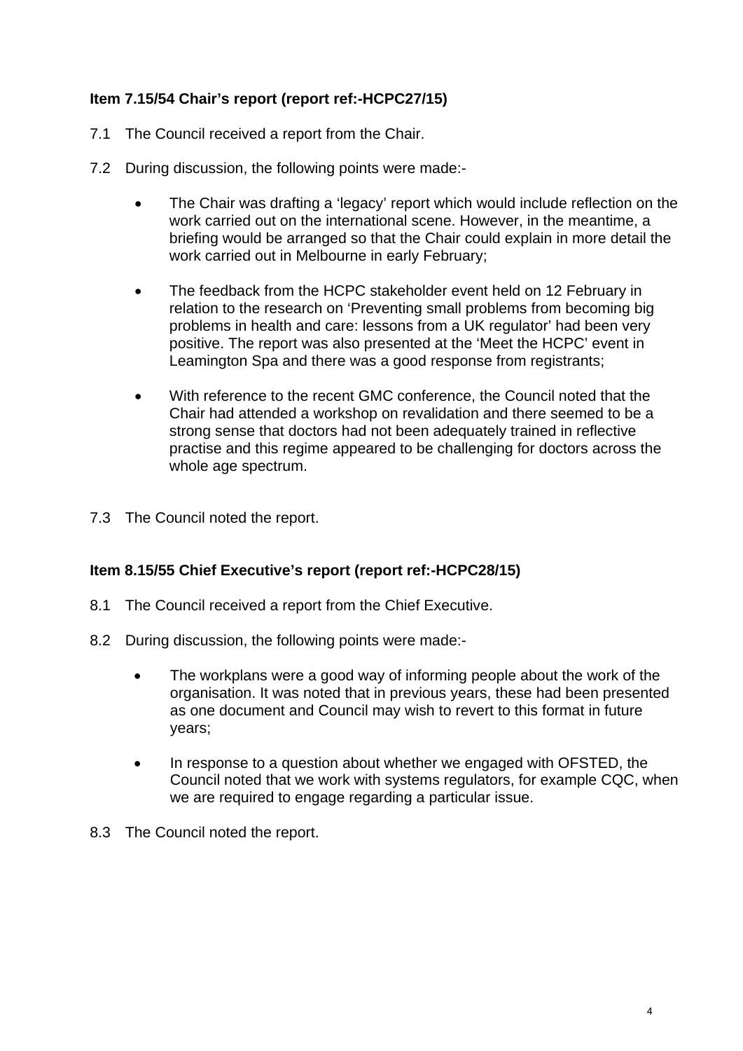**Item 7.15/54 Chair's report (report ref:-HCPC27/15)**

7.1 The Council received a report from the Chair.

7.2 During discussion, the following points were made:-

- The Chair was drafting a 'legacy' report which would include reflection on the work carried out on the international scene. However, in the meantime, a briefing would be arranged so that the Chair could explain in more detail the work carried out in Melbourne in early February;

- The feedback from the HCPC stakeholder event held on 12 February in relation to the research on 'Preventing small problems from becoming big problems in health and care: lessons from a UK regulator' had been very positive. The report was also presented at the 'Meet the HCPC' event in Leamington Spa and there was a good response from registrants;

- With reference to the recent GMC conference, the Council noted that the Chair had attended a workshop on revalidation and there seemed to be a strong sense that doctors had not been adequately trained in reflective practise and this regime appeared to be challenging for doctors across the whole age spectrum.

7.3 The Council noted the report.

**Item 8.15/55 Chief Executive's report (report ref:-HCPC28/15)**

8.1 The Council received a report from the Chief Executive.

8.2 During discussion, the following points were made:-

- The workplans were a good way of informing people about the work of the organisation. It was noted that in previous years, these had been presented as one document and Council may wish to revert to this format in future years;

- In response to a question about whether we engaged with OFSTED, the Council noted that we work with systems regulators, for example CQC, when we are required to engage regarding a particular issue.

8.3 The Council noted the report.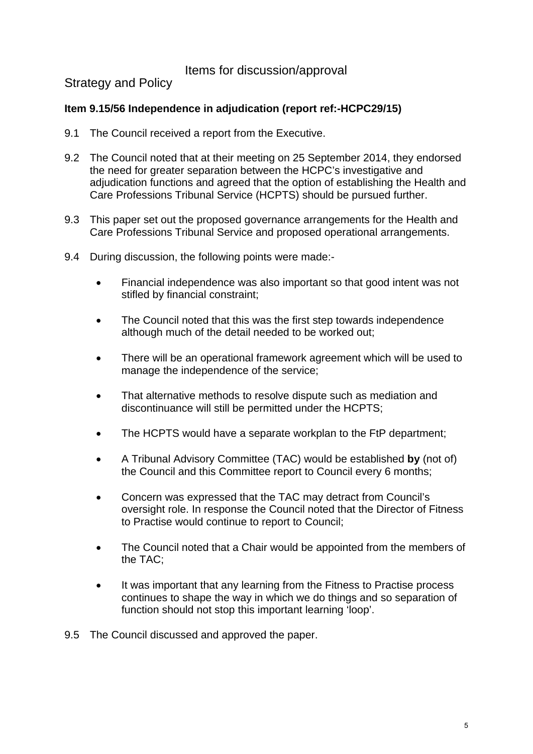## Items for discussion/approval

## Strategy and Policy

**Item 9.15/56 Independence in adjudication (report ref:-HCPC29/15)**

9.1 The Council received a report from the Executive.

9.2 The Council noted that at their meeting on 25 September 2014, they endorsed the need for greater separation between the HCPC's investigative and adjudication functions and agreed that the option of establishing the Health and Care Professions Tribunal Service (HCPTS) should be pursued further.

9.3 This paper set out the proposed governance arrangements for the Health and Care Professions Tribunal Service and proposed operational arrangements.

9.4 During discussion, the following points were made:-

- Financial independence was also important so that good intent was not stifled by financial constraint;
- The Council noted that this was the first step towards independence although much of the detail needed to be worked out;
- There will be an operational framework agreement which will be used to manage the independence of the service;
- That alternative methods to resolve dispute such as mediation and discontinuance will still be permitted under the HCPTS;
- The HCPTS would have a separate workplan to the FtP department;
- A Tribunal Advisory Committee (TAC) would be established **by** (not of) the Council and this Committee report to Council every 6 months;
- Concern was expressed that the TAC may detract from Council's oversight role. In response the Council noted that the Director of Fitness to Practise would continue to report to Council;
- The Council noted that a Chair would be appointed from the members of the TAC;
- It was important that any learning from the Fitness to Practise process continues to shape the way in which we do things and so separation of function should not stop this important learning 'loop'.

9.5 The Council discussed and approved the paper.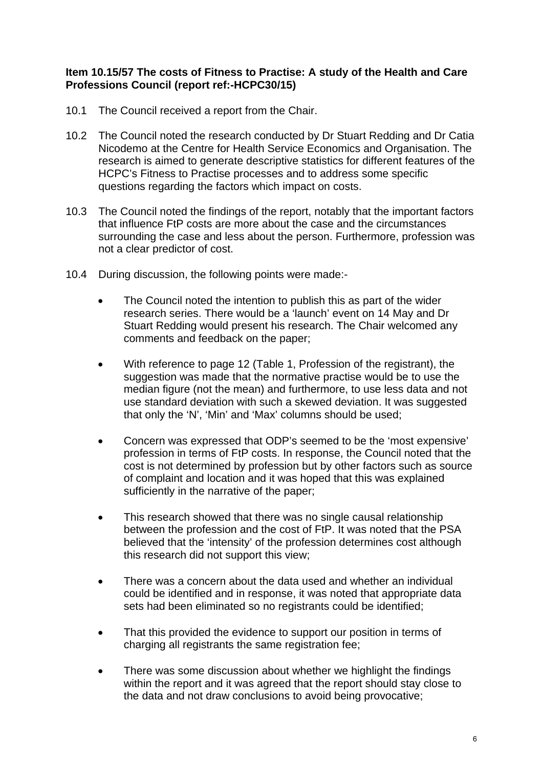**Item 10.15/57 The costs of Fitness to Practise: A study of the Health and Care Professions Council (report ref:-HCPC30/15)**

10.1 The Council received a report from the Chair.

10.2 The Council noted the research conducted by Dr Stuart Redding and Dr Catia Nicodemo at the Centre for Health Service Economics and Organisation. The research is aimed to generate descriptive statistics for different features of the HCPC's Fitness to Practise processes and to address some specific questions regarding the factors which impact on costs.

10.3 The Council noted the findings of the report, notably that the important factors that influence FtP costs are more about the case and the circumstances surrounding the case and less about the person. Furthermore, profession was not a clear predictor of cost.

10.4 During discussion, the following points were made:-

- The Council noted the intention to publish this as part of the wider research series. There would be a 'launch' event on 14 May and Dr Stuart Redding would present his research. The Chair welcomed any comments and feedback on the paper;
- With reference to page 12 (Table 1, Profession of the registrant), the suggestion was made that the normative practise would be to use the median figure (not the mean) and furthermore, to use less data and not use standard deviation with such a skewed deviation. It was suggested that only the 'N', 'Min' and 'Max' columns should be used;
- Concern was expressed that ODP's seemed to be the 'most expensive' profession in terms of FtP costs. In response, the Council noted that the cost is not determined by profession but by other factors such as source of complaint and location and it was hoped that this was explained sufficiently in the narrative of the paper;
- This research showed that there was no single causal relationship between the profession and the cost of FtP. It was noted that the PSA believed that the 'intensity' of the profession determines cost although this research did not support this view;
- There was a concern about the data used and whether an individual could be identified and in response, it was noted that appropriate data sets had been eliminated so no registrants could be identified;
- That this provided the evidence to support our position in terms of charging all registrants the same registration fee;
- There was some discussion about whether we highlight the findings within the report and it was agreed that the report should stay close to the data and not draw conclusions to avoid being provocative;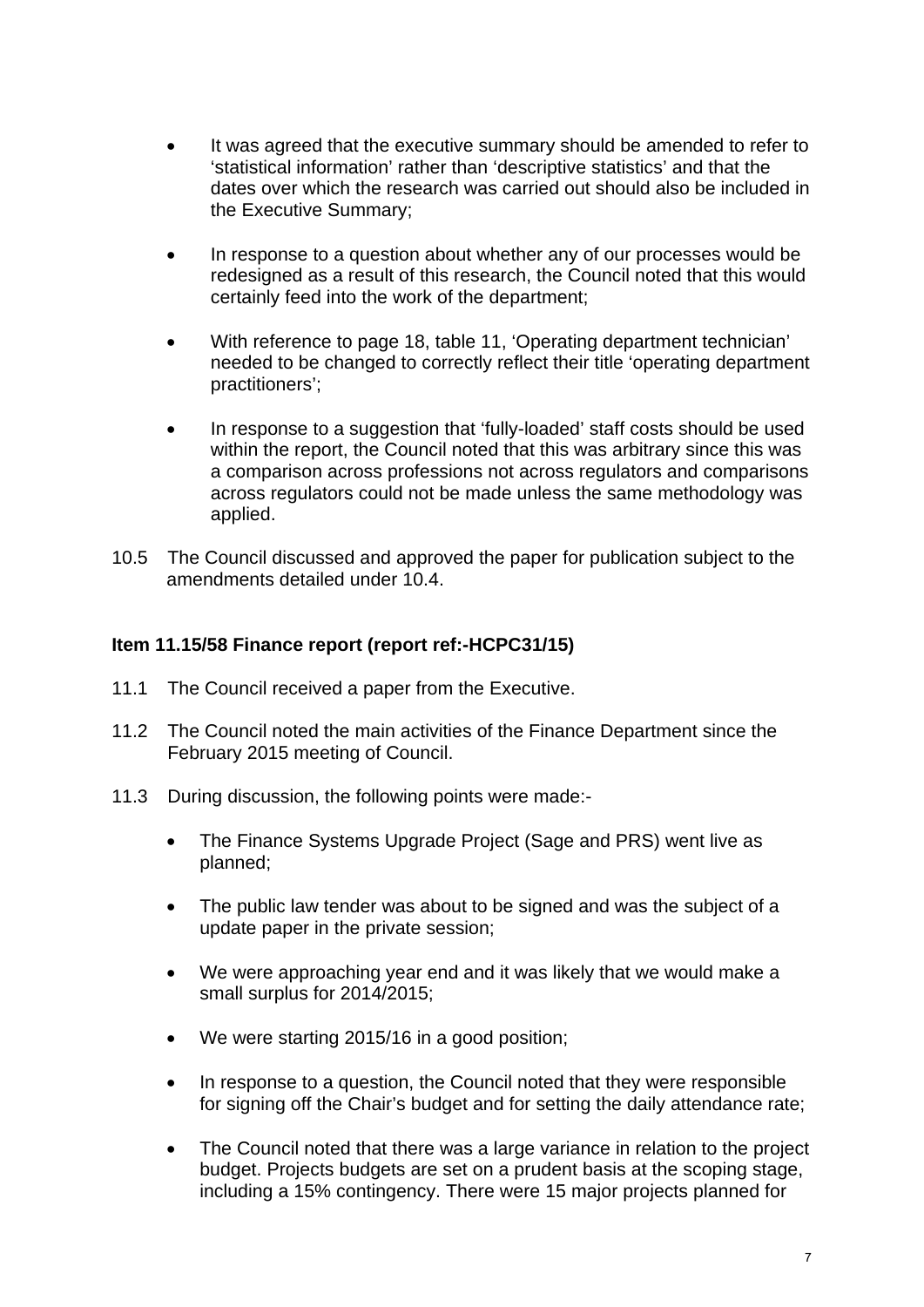- It was agreed that the executive summary should be amended to refer to 'statistical information' rather than 'descriptive statistics' and that the dates over which the research was carried out should also be included in the Executive Summary;

- In response to a question about whether any of our processes would be redesigned as a result of this research, the Council noted that this would certainly feed into the work of the department;

- With reference to page 18, table 11, 'Operating department technician' needed to be changed to correctly reflect their title 'operating department practitioners';

- In response to a suggestion that 'fully-loaded' staff costs should be used within the report, the Council noted that this was arbitrary since this was a comparison across professions not across regulators and comparisons across regulators could not be made unless the same methodology was applied.

10.5 The Council discussed and approved the paper for publication subject to the amendments detailed under 10.4.

**Item 11.15/58 Finance report (report ref:-HCPC31/15)**

11.1 The Council received a paper from the Executive.

11.2 The Council noted the main activities of the Finance Department since the February 2015 meeting of Council.

11.3 During discussion, the following points were made:-

- The Finance Systems Upgrade Project (Sage and PRS) went live as planned;

- The public law tender was about to be signed and was the subject of a update paper in the private session;

- We were approaching year end and it was likely that we would make a small surplus for 2014/2015;

- We were starting 2015/16 in a good position;

- In response to a question, the Council noted that they were responsible for signing off the Chair's budget and for setting the daily attendance rate;

- The Council noted that there was a large variance in relation to the project budget. Projects budgets are set on a prudent basis at the scoping stage, including a 15% contingency. There were 15 major projects planned for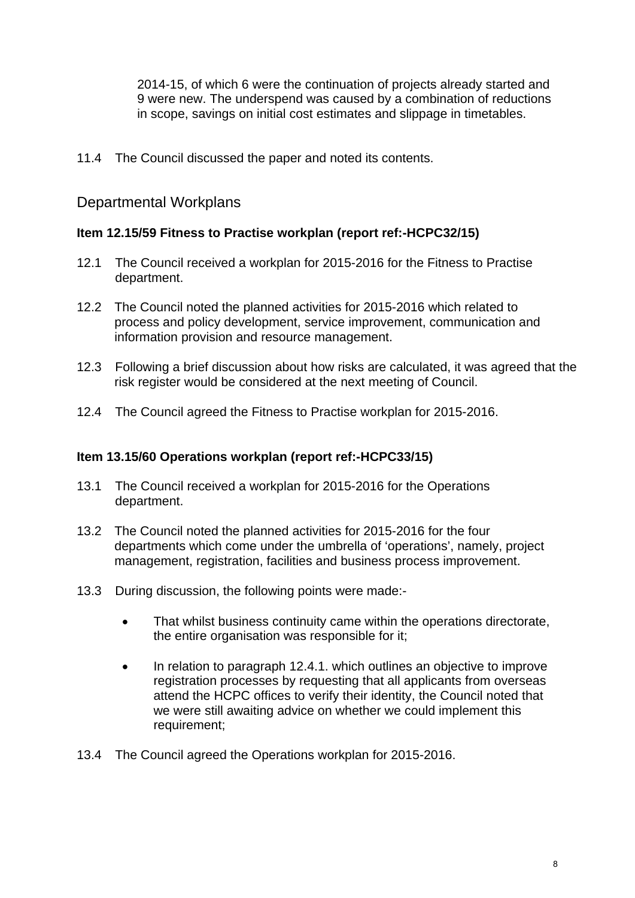2014-15, of which 6 were the continuation of projects already started and 9 were new. The underspend was caused by a combination of reductions in scope, savings on initial cost estimates and slippage in timetables.

11.4 The Council discussed the paper and noted its contents.

## Departmental Workplans

**Item 12.15/59 Fitness to Practise workplan (report ref:-HCPC32/15)**

12.1 The Council received a workplan for 2015-2016 for the Fitness to Practise department.

12.2 The Council noted the planned activities for 2015-2016 which related to process and policy development, service improvement, communication and information provision and resource management.

12.3 Following a brief discussion about how risks are calculated, it was agreed that the risk register would be considered at the next meeting of Council.

12.4 The Council agreed the Fitness to Practise workplan for 2015-2016.

**Item 13.15/60 Operations workplan (report ref:-HCPC33/15)**

13.1 The Council received a workplan for 2015-2016 for the Operations department.

13.2 The Council noted the planned activities for 2015-2016 for the four departments which come under the umbrella of 'operations', namely, project management, registration, facilities and business process improvement.

13.3 During discussion, the following points were made:-

- That whilst business continuity came within the operations directorate, the entire organisation was responsible for it;
- In relation to paragraph 12.4.1. which outlines an objective to improve registration processes by requesting that all applicants from overseas attend the HCPC offices to verify their identity, the Council noted that we were still awaiting advice on whether we could implement this requirement;

13.4 The Council agreed the Operations workplan for 2015-2016.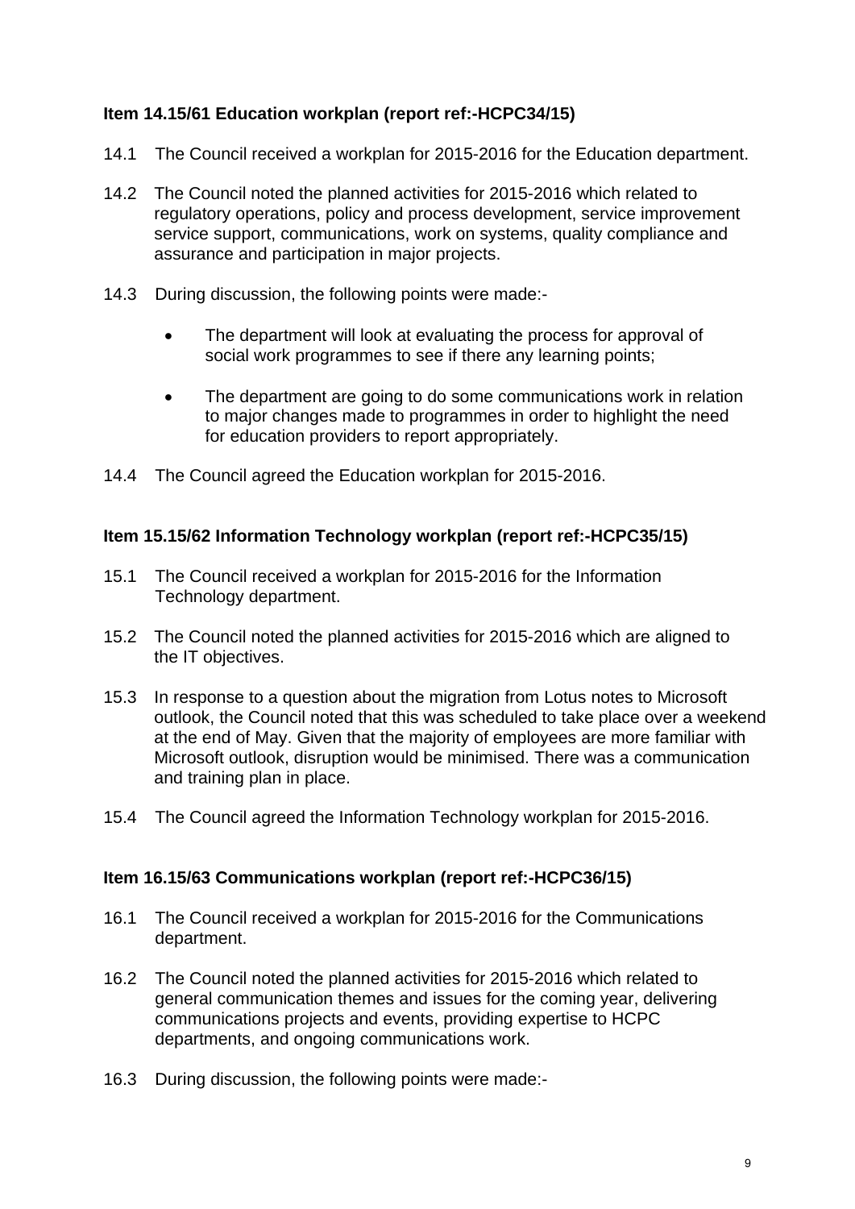**Item 14.15/61 Education workplan (report ref:-HCPC34/15)**

14.1 The Council received a workplan for 2015-2016 for the Education department.

14.2 The Council noted the planned activities for 2015-2016 which related to regulatory operations, policy and process development, service improvement service support, communications, work on systems, quality compliance and assurance and participation in major projects.

14.3 During discussion, the following points were made:-

- The department will look at evaluating the process for approval of social work programmes to see if there any learning points;

- The department are going to do some communications work in relation to major changes made to programmes in order to highlight the need for education providers to report appropriately.

14.4 The Council agreed the Education workplan for 2015-2016.

**Item 15.15/62 Information Technology workplan (report ref:-HCPC35/15)**

15.1 The Council received a workplan for 2015-2016 for the Information Technology department.

15.2 The Council noted the planned activities for 2015-2016 which are aligned to the IT objectives.

15.3 In response to a question about the migration from Lotus notes to Microsoft outlook, the Council noted that this was scheduled to take place over a weekend at the end of May. Given that the majority of employees are more familiar with Microsoft outlook, disruption would be minimised. There was a communication and training plan in place.

15.4 The Council agreed the Information Technology workplan for 2015-2016.

**Item 16.15/63 Communications workplan (report ref:-HCPC36/15)**

16.1 The Council received a workplan for 2015-2016 for the Communications department.

16.2 The Council noted the planned activities for 2015-2016 which related to general communication themes and issues for the coming year, delivering communications projects and events, providing expertise to HCPC departments, and ongoing communications work.

16.3 During discussion, the following points were made:-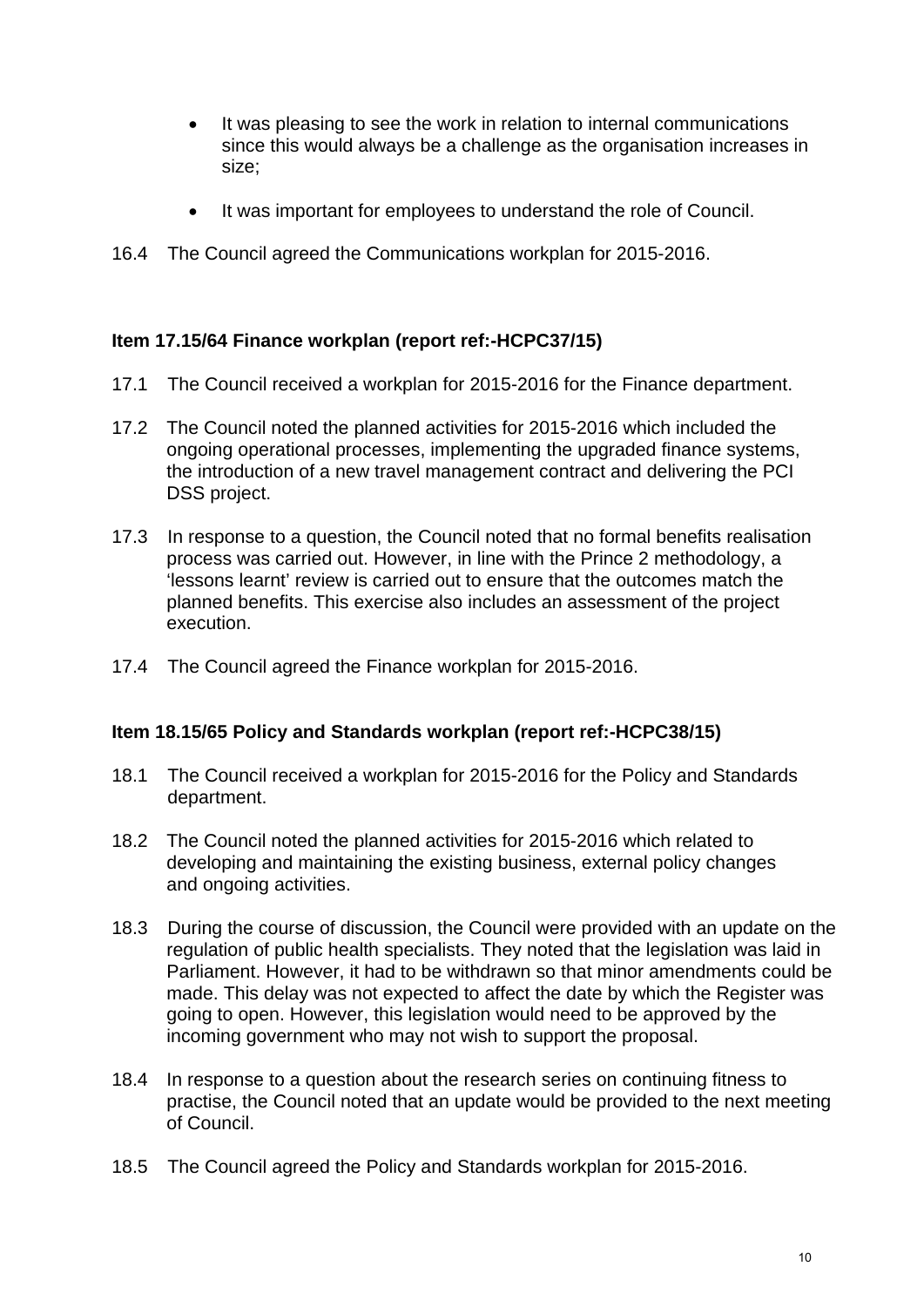- It was pleasing to see the work in relation to internal communications since this would always be a challenge as the organisation increases in size;

- It was important for employees to understand the role of Council.

16.4 The Council agreed the Communications workplan for 2015-2016.

**Item 17.15/64 Finance workplan (report ref:-HCPC37/15)**

17.1 The Council received a workplan for 2015-2016 for the Finance department.

17.2 The Council noted the planned activities for 2015-2016 which included the ongoing operational processes, implementing the upgraded finance systems, the introduction of a new travel management contract and delivering the PCI DSS project.

17.3 In response to a question, the Council noted that no formal benefits realisation process was carried out. However, in line with the Prince 2 methodology, a 'lessons learnt' review is carried out to ensure that the outcomes match the planned benefits. This exercise also includes an assessment of the project execution.

17.4 The Council agreed the Finance workplan for 2015-2016.

**Item 18.15/65 Policy and Standards workplan (report ref:-HCPC38/15)**

18.1 The Council received a workplan for 2015-2016 for the Policy and Standards department.

18.2 The Council noted the planned activities for 2015-2016 which related to developing and maintaining the existing business, external policy changes and ongoing activities.

18.3 During the course of discussion, the Council were provided with an update on the regulation of public health specialists. They noted that the legislation was laid in Parliament. However, it had to be withdrawn so that minor amendments could be made. This delay was not expected to affect the date by which the Register was going to open. However, this legislation would need to be approved by the incoming government who may not wish to support the proposal.

18.4 In response to a question about the research series on continuing fitness to practise, the Council noted that an update would be provided to the next meeting of Council.

18.5 The Council agreed the Policy and Standards workplan for 2015-2016.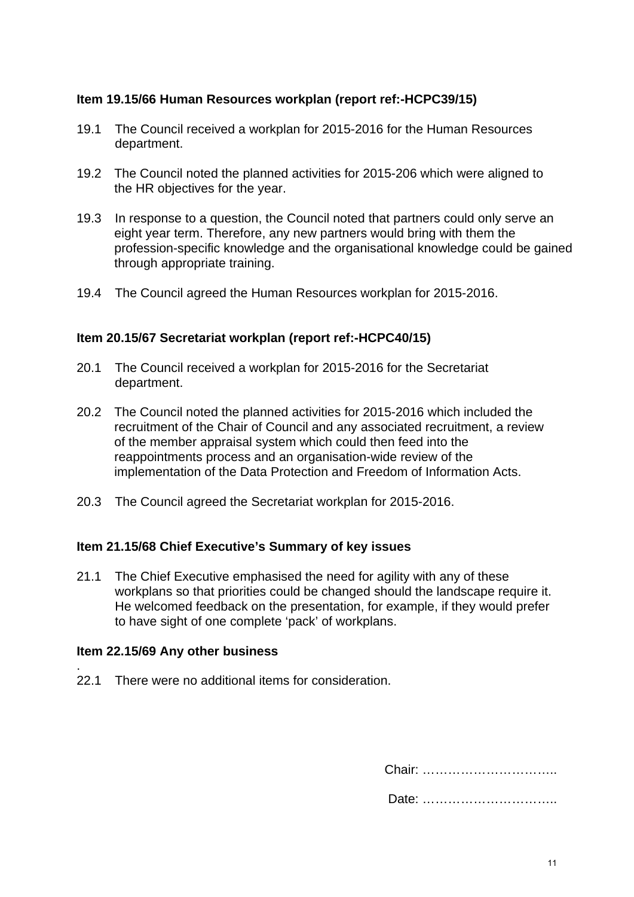**Item 19.15/66 Human Resources workplan (report ref:-HCPC39/15)**

19.1 The Council received a workplan for 2015-2016 for the Human Resources department.

19.2 The Council noted the planned activities for 2015-206 which were aligned to the HR objectives for the year.

19.3 In response to a question, the Council noted that partners could only serve an eight year term. Therefore, any new partners would bring with them the profession-specific knowledge and the organisational knowledge could be gained through appropriate training.

19.4 The Council agreed the Human Resources workplan for 2015-2016.

**Item 20.15/67 Secretariat workplan (report ref:-HCPC40/15)**

20.1 The Council received a workplan for 2015-2016 for the Secretariat department.

20.2 The Council noted the planned activities for 2015-2016 which included the recruitment of the Chair of Council and any associated recruitment, a review of the member appraisal system which could then feed into the reappointments process and an organisation-wide review of the implementation of the Data Protection and Freedom of Information Acts.

20.3 The Council agreed the Secretariat workplan for 2015-2016.

**Item 21.15/68 Chief Executive's Summary of key issues**

21.1 The Chief Executive emphasised the need for agility with any of these workplans so that priorities could be changed should the landscape require it. He welcomed feedback on the presentation, for example, if they would prefer to have sight of one complete 'pack' of workplans.

**Item 22.15/69 Any other business**

.

22.1 There were no additional items for consideration.

Chair: …………………………..

Date: …………………………..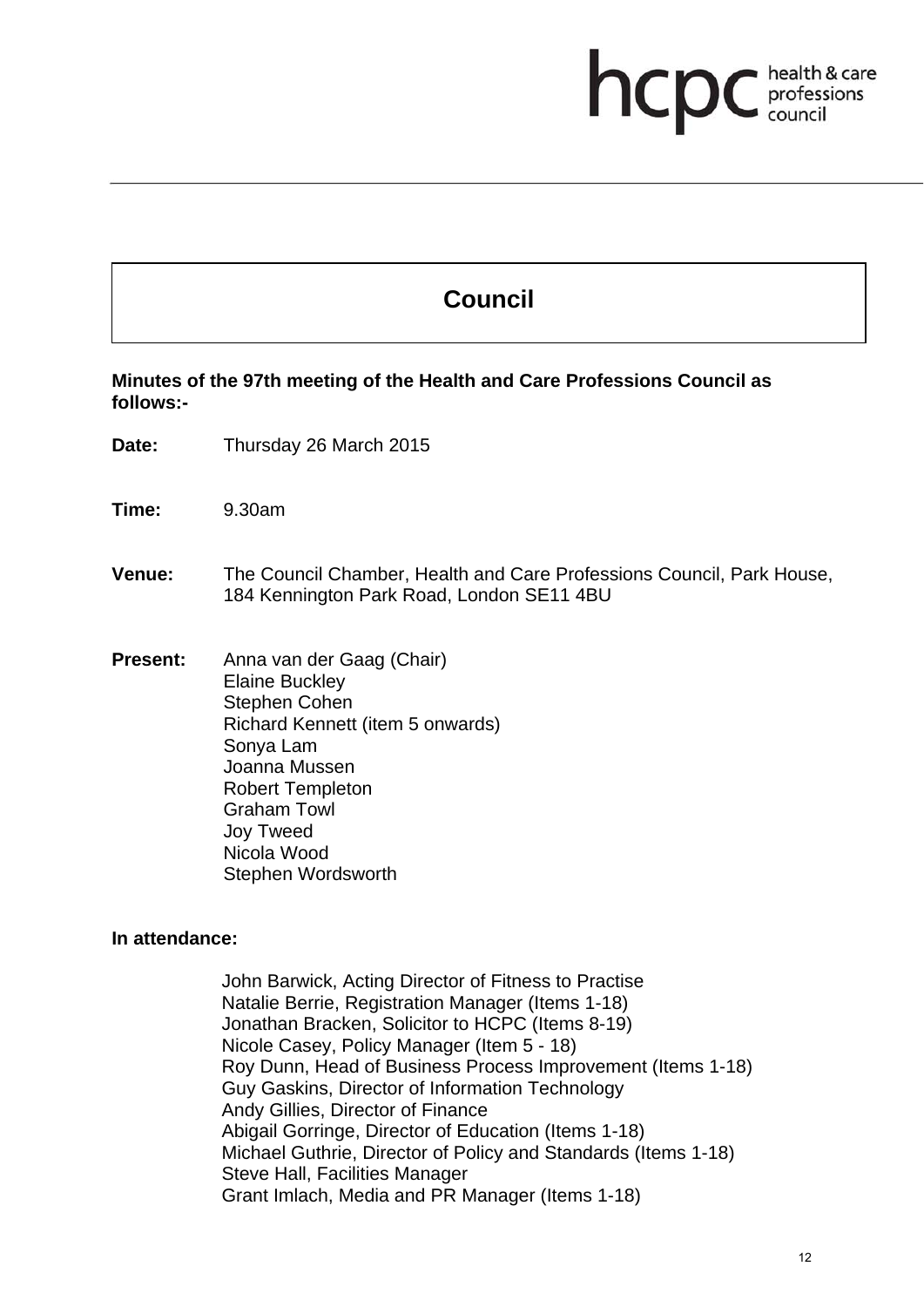# Council

**Minutes of the 97th meeting of the Health and Care Professions Council as follows:-**

**Date:** Thursday 26 March 2015

**Time:** 9.30am

**Venue:** The Council Chamber, Health and Care Professions Council, Park House, 184 Kennington Park Road, London SE11 4BU

**Present:**
Anna van der Gaag (Chair)
Elaine Buckley
Stephen Cohen
Richard Kennett (item 5 onwards)
Sonya Lam
Joanna Mussen
Robert Templeton
Graham Towl
Joy Tweed
Nicola Wood
Stephen Wordsworth

**In attendance:**

John Barwick, Acting Director of Fitness to Practise
Natalie Berrie, Registration Manager (Items 1-18)
Jonathan Bracken, Solicitor to HCPC (Items 8-19)
Nicole Casey, Policy Manager (Item 5 - 18)
Roy Dunn, Head of Business Process Improvement (Items 1-18)
Guy Gaskins, Director of Information Technology
Andy Gillies, Director of Finance
Abigail Gorringe, Director of Education (Items 1-18)
Michael Guthrie, Director of Policy and Standards (Items 1-18)
Steve Hall, Facilities Manager
Grant Imlach, Media and PR Manager (Items 1-18)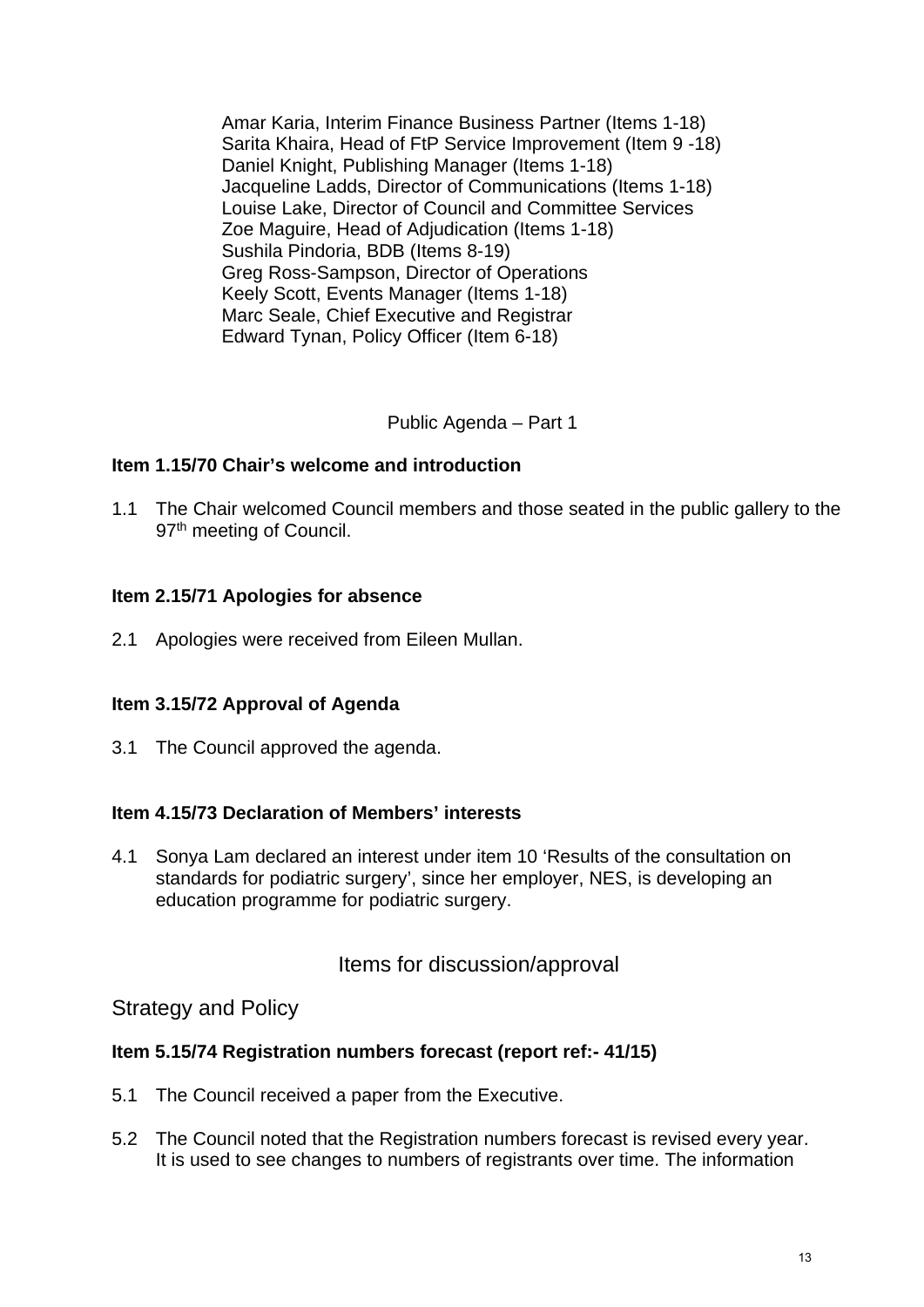Amar Karia, Interim Finance Business Partner (Items 1-18)
Sarita Khaira, Head of FtP Service Improvement (Item 9 -18)
Daniel Knight, Publishing Manager (Items 1-18)
Jacqueline Ladds, Director of Communications (Items 1-18)
Louise Lake, Director of Council and Committee Services
Zoe Maguire, Head of Adjudication (Items 1-18)
Sushila Pindoria, BDB (Items 8-19)
Greg Ross-Sampson, Director of Operations
Keely Scott, Events Manager (Items 1-18)
Marc Seale, Chief Executive and Registrar
Edward Tynan, Policy Officer (Item 6-18)

Public Agenda – Part 1

**Item 1.15/70 Chair's welcome and introduction**

1.1 The Chair welcomed Council members and those seated in the public gallery to the 97th meeting of Council.

**Item 2.15/71 Apologies for absence**

2.1 Apologies were received from Eileen Mullan.

**Item 3.15/72 Approval of Agenda**

3.1 The Council approved the agenda.

**Item 4.15/73 Declaration of Members' interests**

4.1 Sonya Lam declared an interest under item 10 'Results of the consultation on standards for podiatric surgery', since her employer, NES, is developing an education programme for podiatric surgery.

## Items for discussion/approval

### Strategy and Policy

**Item 5.15/74 Registration numbers forecast (report ref:- 41/15)**

5.1 The Council received a paper from the Executive.

5.2 The Council noted that the Registration numbers forecast is revised every year. It is used to see changes to numbers of registrants over time. The information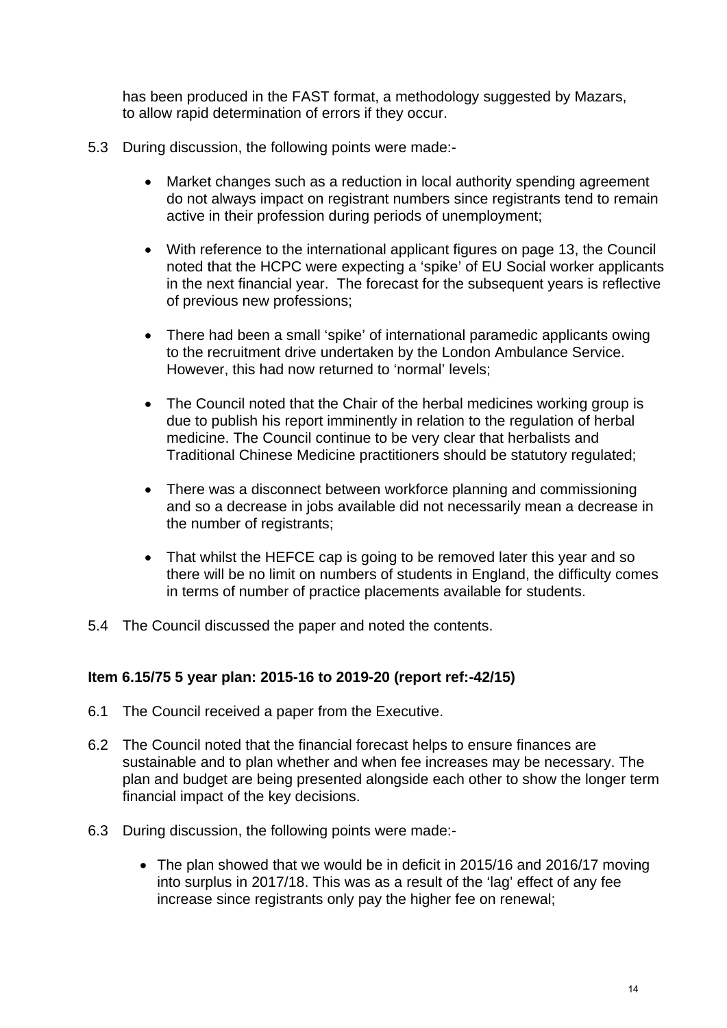has been produced in the FAST format, a methodology suggested by Mazars, to allow rapid determination of errors if they occur.

5.3 During discussion, the following points were made:-

- Market changes such as a reduction in local authority spending agreement do not always impact on registrant numbers since registrants tend to remain active in their profession during periods of unemployment;

- With reference to the international applicant figures on page 13, the Council noted that the HCPC were expecting a 'spike' of EU Social worker applicants in the next financial year. The forecast for the subsequent years is reflective of previous new professions;

- There had been a small 'spike' of international paramedic applicants owing to the recruitment drive undertaken by the London Ambulance Service. However, this had now returned to 'normal' levels;

- The Council noted that the Chair of the herbal medicines working group is due to publish his report imminently in relation to the regulation of herbal medicine. The Council continue to be very clear that herbalists and Traditional Chinese Medicine practitioners should be statutory regulated;

- There was a disconnect between workforce planning and commissioning and so a decrease in jobs available did not necessarily mean a decrease in the number of registrants;

- That whilst the HEFCE cap is going to be removed later this year and so there will be no limit on numbers of students in England, the difficulty comes in terms of number of practice placements available for students.

5.4 The Council discussed the paper and noted the contents.

**Item 6.15/75 5 year plan: 2015-16 to 2019-20 (report ref:-42/15)**

6.1 The Council received a paper from the Executive.

6.2 The Council noted that the financial forecast helps to ensure finances are sustainable and to plan whether and when fee increases may be necessary. The plan and budget are being presented alongside each other to show the longer term financial impact of the key decisions.

6.3 During discussion, the following points were made:-

- The plan showed that we would be in deficit in 2015/16 and 2016/17 moving into surplus in 2017/18. This was as a result of the 'lag' effect of any fee increase since registrants only pay the higher fee on renewal;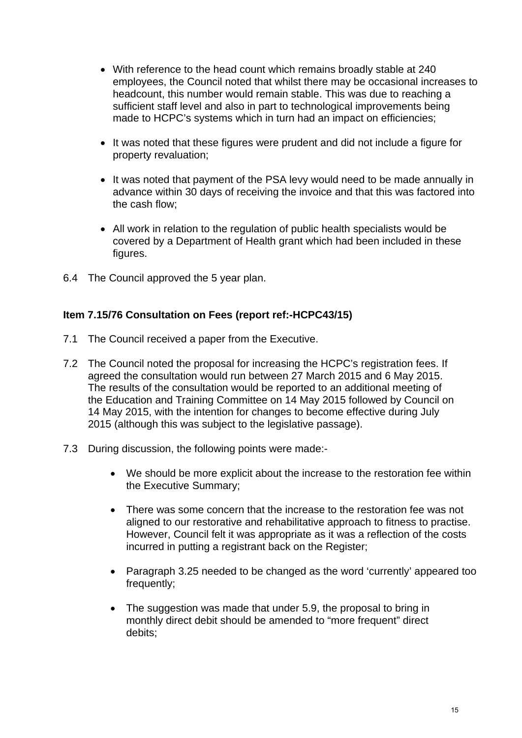- With reference to the head count which remains broadly stable at 240 employees, the Council noted that whilst there may be occasional increases to headcount, this number would remain stable. This was due to reaching a sufficient staff level and also in part to technological improvements being made to HCPC's systems which in turn had an impact on efficiencies;

- It was noted that these figures were prudent and did not include a figure for property revaluation;

- It was noted that payment of the PSA levy would need to be made annually in advance within 30 days of receiving the invoice and that this was factored into the cash flow;

- All work in relation to the regulation of public health specialists would be covered by a Department of Health grant which had been included in these figures.

6.4 The Council approved the 5 year plan.

**Item 7.15/76 Consultation on Fees (report ref:-HCPC43/15)**

7.1 The Council received a paper from the Executive.

7.2 The Council noted the proposal for increasing the HCPC's registration fees. If agreed the consultation would run between 27 March 2015 and 6 May 2015. The results of the consultation would be reported to an additional meeting of the Education and Training Committee on 14 May 2015 followed by Council on 14 May 2015, with the intention for changes to become effective during July 2015 (although this was subject to the legislative passage).

7.3 During discussion, the following points were made:-

- We should be more explicit about the increase to the restoration fee within the Executive Summary;

- There was some concern that the increase to the restoration fee was not aligned to our restorative and rehabilitative approach to fitness to practise. However, Council felt it was appropriate as it was a reflection of the costs incurred in putting a registrant back on the Register;

- Paragraph 3.25 needed to be changed as the word 'currently' appeared too frequently;

- The suggestion was made that under 5.9, the proposal to bring in monthly direct debit should be amended to "more frequent" direct debits;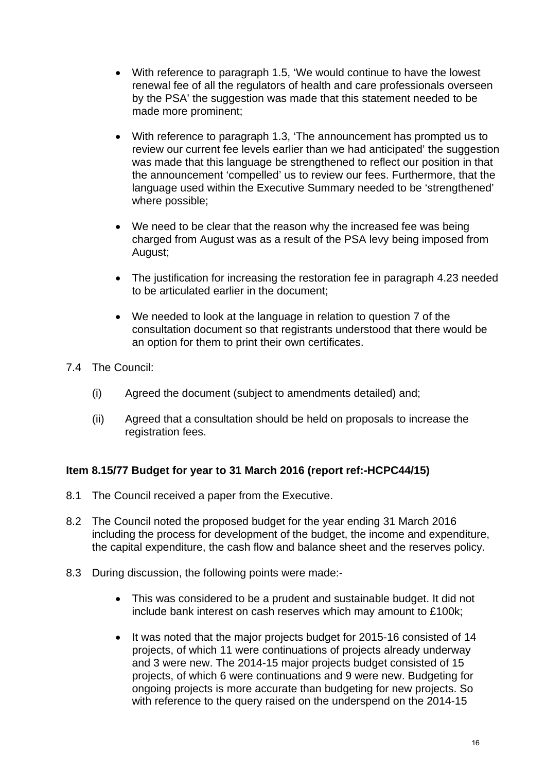- With reference to paragraph 1.5, 'We would continue to have the lowest renewal fee of all the regulators of health and care professionals overseen by the PSA' the suggestion was made that this statement needed to be made more prominent;

- With reference to paragraph 1.3, 'The announcement has prompted us to review our current fee levels earlier than we had anticipated' the suggestion was made that this language be strengthened to reflect our position in that the announcement 'compelled' us to review our fees. Furthermore, that the language used within the Executive Summary needed to be 'strengthened' where possible;

- We need to be clear that the reason why the increased fee was being charged from August was as a result of the PSA levy being imposed from August;

- The justification for increasing the restoration fee in paragraph 4.23 needed to be articulated earlier in the document;

- We needed to look at the language in relation to question 7 of the consultation document so that registrants understood that there would be an option for them to print their own certificates.

7.4 The Council:

(i) Agreed the document (subject to amendments detailed) and;

(ii) Agreed that a consultation should be held on proposals to increase the registration fees.

**Item 8.15/77 Budget for year to 31 March 2016 (report ref:-HCPC44/15)**

8.1 The Council received a paper from the Executive.

8.2 The Council noted the proposed budget for the year ending 31 March 2016 including the process for development of the budget, the income and expenditure, the capital expenditure, the cash flow and balance sheet and the reserves policy.

8.3 During discussion, the following points were made:-

- This was considered to be a prudent and sustainable budget. It did not include bank interest on cash reserves which may amount to £100k;

- It was noted that the major projects budget for 2015-16 consisted of 14 projects, of which 11 were continuations of projects already underway and 3 were new. The 2014-15 major projects budget consisted of 15 projects, of which 6 were continuations and 9 were new. Budgeting for ongoing projects is more accurate than budgeting for new projects. So with reference to the query raised on the underspend on the 2014-15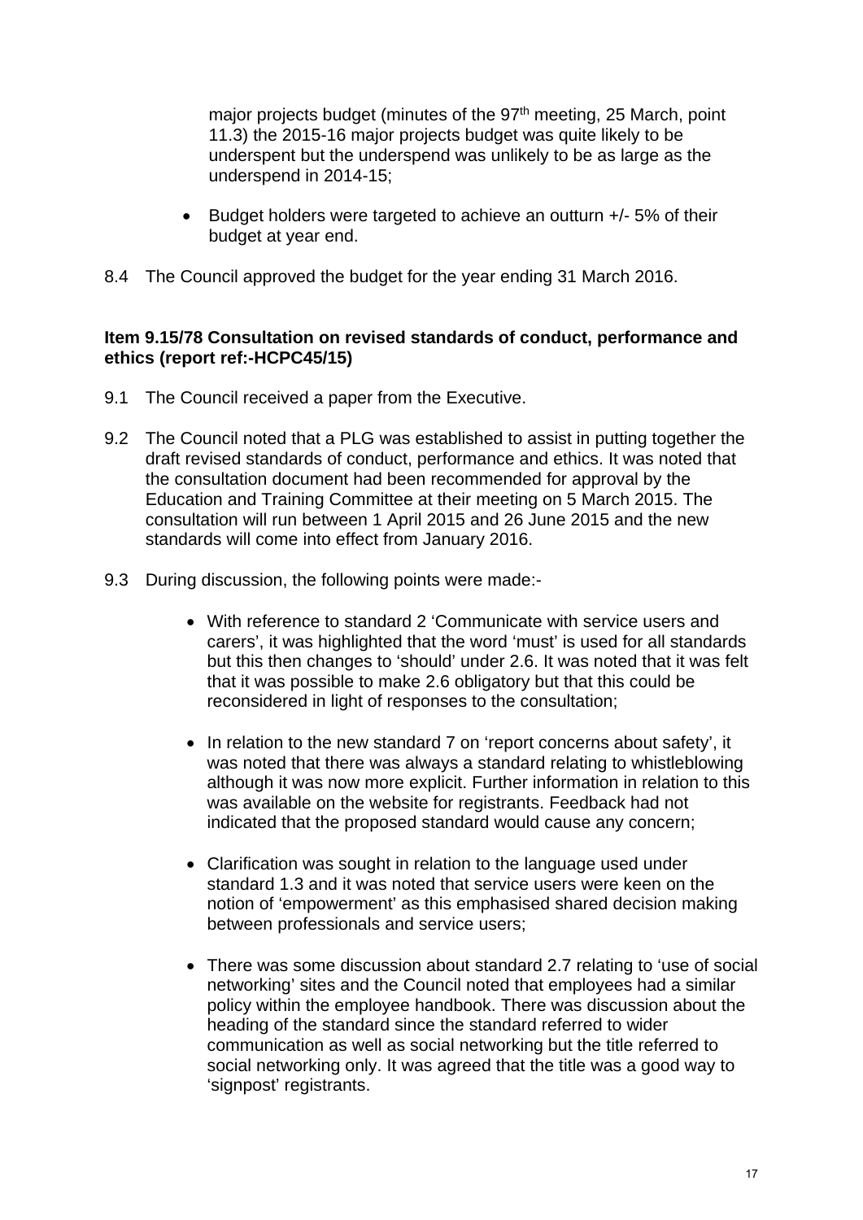major projects budget (minutes of the 97th meeting, 25 March, point 11.3) the 2015-16 major projects budget was quite likely to be underspent but the underspend was unlikely to be as large as the underspend in 2014-15;

- Budget holders were targeted to achieve an outturn +/- 5% of their budget at year end.

8.4 The Council approved the budget for the year ending 31 March 2016.

**Item 9.15/78 Consultation on revised standards of conduct, performance and ethics (report ref:-HCPC45/15)**

9.1 The Council received a paper from the Executive.

9.2 The Council noted that a PLG was established to assist in putting together the draft revised standards of conduct, performance and ethics. It was noted that the consultation document had been recommended for approval by the Education and Training Committee at their meeting on 5 March 2015. The consultation will run between 1 April 2015 and 26 June 2015 and the new standards will come into effect from January 2016.

9.3 During discussion, the following points were made:-

- With reference to standard 2 'Communicate with service users and carers', it was highlighted that the word 'must' is used for all standards but this then changes to 'should' under 2.6. It was noted that it was felt that it was possible to make 2.6 obligatory but that this could be reconsidered in light of responses to the consultation;

- In relation to the new standard 7 on 'report concerns about safety', it was noted that there was always a standard relating to whistleblowing although it was now more explicit. Further information in relation to this was available on the website for registrants. Feedback had not indicated that the proposed standard would cause any concern;

- Clarification was sought in relation to the language used under standard 1.3 and it was noted that service users were keen on the notion of 'empowerment' as this emphasised shared decision making between professionals and service users;

- There was some discussion about standard 2.7 relating to 'use of social networking' sites and the Council noted that employees had a similar policy within the employee handbook. There was discussion about the heading of the standard since the standard referred to wider communication as well as social networking but the title referred to social networking only. It was agreed that the title was a good way to 'signpost' registrants.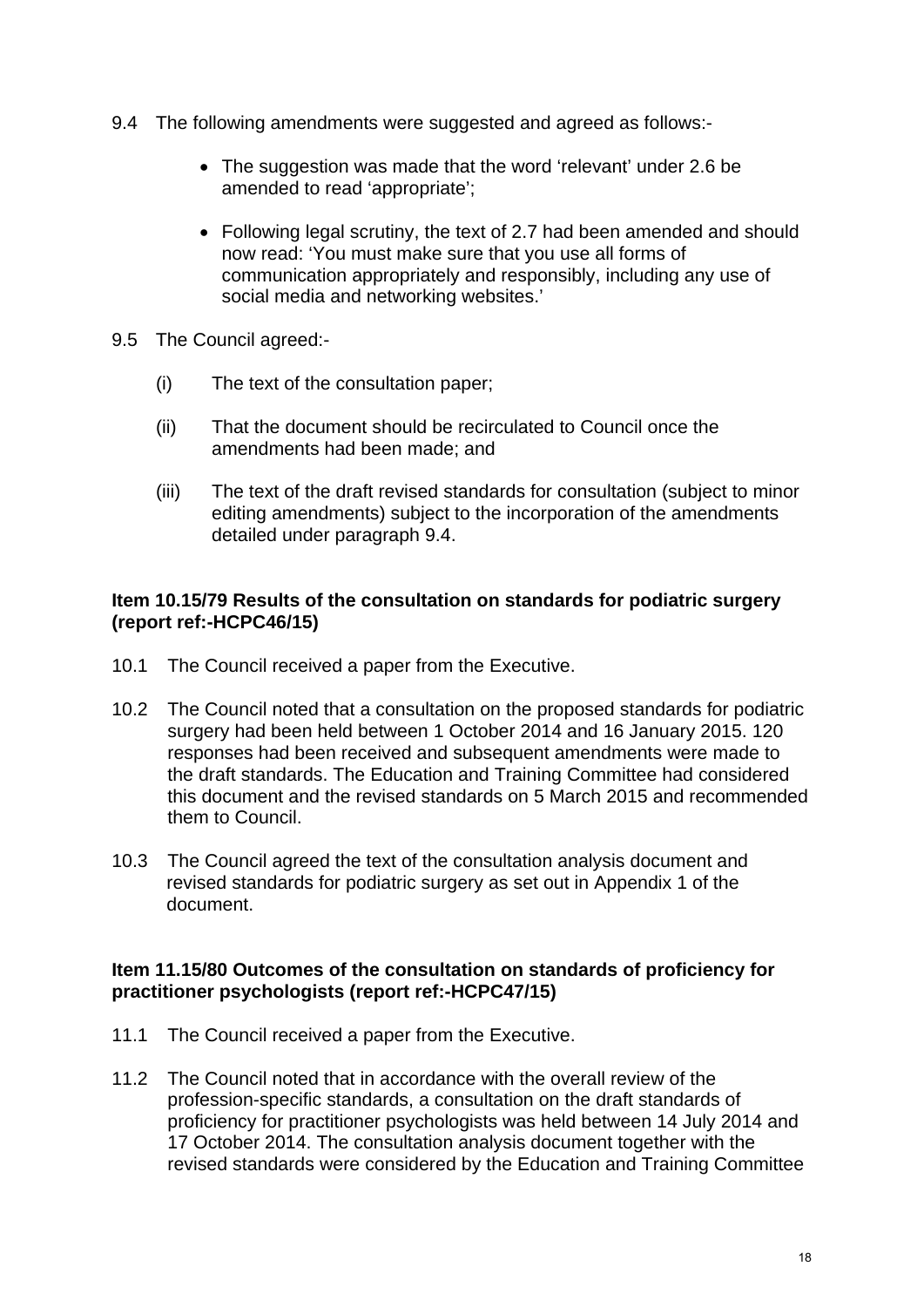9.4 The following amendments were suggested and agreed as follows:-

- The suggestion was made that the word 'relevant' under 2.6 be amended to read 'appropriate';
- Following legal scrutiny, the text of 2.7 had been amended and should now read: 'You must make sure that you use all forms of communication appropriately and responsibly, including any use of social media and networking websites.'

9.5 The Council agreed:-

(i) The text of the consultation paper;

(ii) That the document should be recirculated to Council once the amendments had been made; and

(iii) The text of the draft revised standards for consultation (subject to minor editing amendments) subject to the incorporation of the amendments detailed under paragraph 9.4.

**Item 10.15/79 Results of the consultation on standards for podiatric surgery (report ref:-HCPC46/15)**

10.1 The Council received a paper from the Executive.

10.2 The Council noted that a consultation on the proposed standards for podiatric surgery had been held between 1 October 2014 and 16 January 2015. 120 responses had been received and subsequent amendments were made to the draft standards. The Education and Training Committee had considered this document and the revised standards on 5 March 2015 and recommended them to Council.

10.3 The Council agreed the text of the consultation analysis document and revised standards for podiatric surgery as set out in Appendix 1 of the document.

**Item 11.15/80 Outcomes of the consultation on standards of proficiency for practitioner psychologists (report ref:-HCPC47/15)**

11.1 The Council received a paper from the Executive.

11.2 The Council noted that in accordance with the overall review of the profession-specific standards, a consultation on the draft standards of proficiency for practitioner psychologists was held between 14 July 2014 and 17 October 2014. The consultation analysis document together with the revised standards were considered by the Education and Training Committee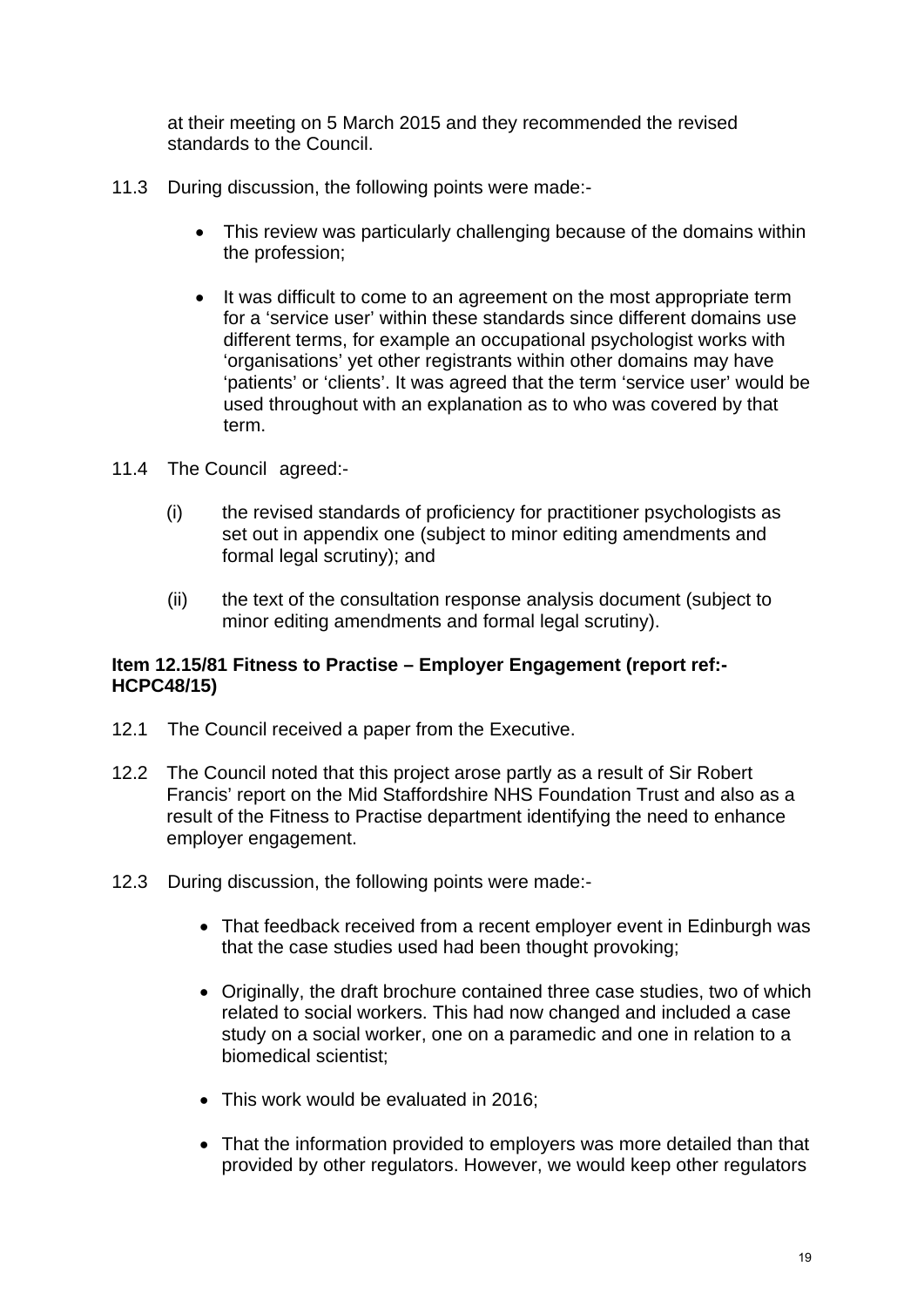at their meeting on 5 March 2015 and they recommended the revised standards to the Council.

11.3 During discussion, the following points were made:-

- This review was particularly challenging because of the domains within the profession;
- It was difficult to come to an agreement on the most appropriate term for a 'service user' within these standards since different domains use different terms, for example an occupational psychologist works with 'organisations' yet other registrants within other domains may have 'patients' or 'clients'. It was agreed that the term 'service user' would be used throughout with an explanation as to who was covered by that term.

11.4 The Council agreed:-

(i) the revised standards of proficiency for practitioner psychologists as set out in appendix one (subject to minor editing amendments and formal legal scrutiny); and

(ii) the text of the consultation response analysis document (subject to minor editing amendments and formal legal scrutiny).

**Item 12.15/81 Fitness to Practise – Employer Engagement (report ref:- HCPC48/15)**

12.1 The Council received a paper from the Executive.

12.2 The Council noted that this project arose partly as a result of Sir Robert Francis' report on the Mid Staffordshire NHS Foundation Trust and also as a result of the Fitness to Practise department identifying the need to enhance employer engagement.

12.3 During discussion, the following points were made:-

- That feedback received from a recent employer event in Edinburgh was that the case studies used had been thought provoking;
- Originally, the draft brochure contained three case studies, two of which related to social workers. This had now changed and included a case study on a social worker, one on a paramedic and one in relation to a biomedical scientist;
- This work would be evaluated in 2016;
- That the information provided to employers was more detailed than that provided by other regulators. However, we would keep other regulators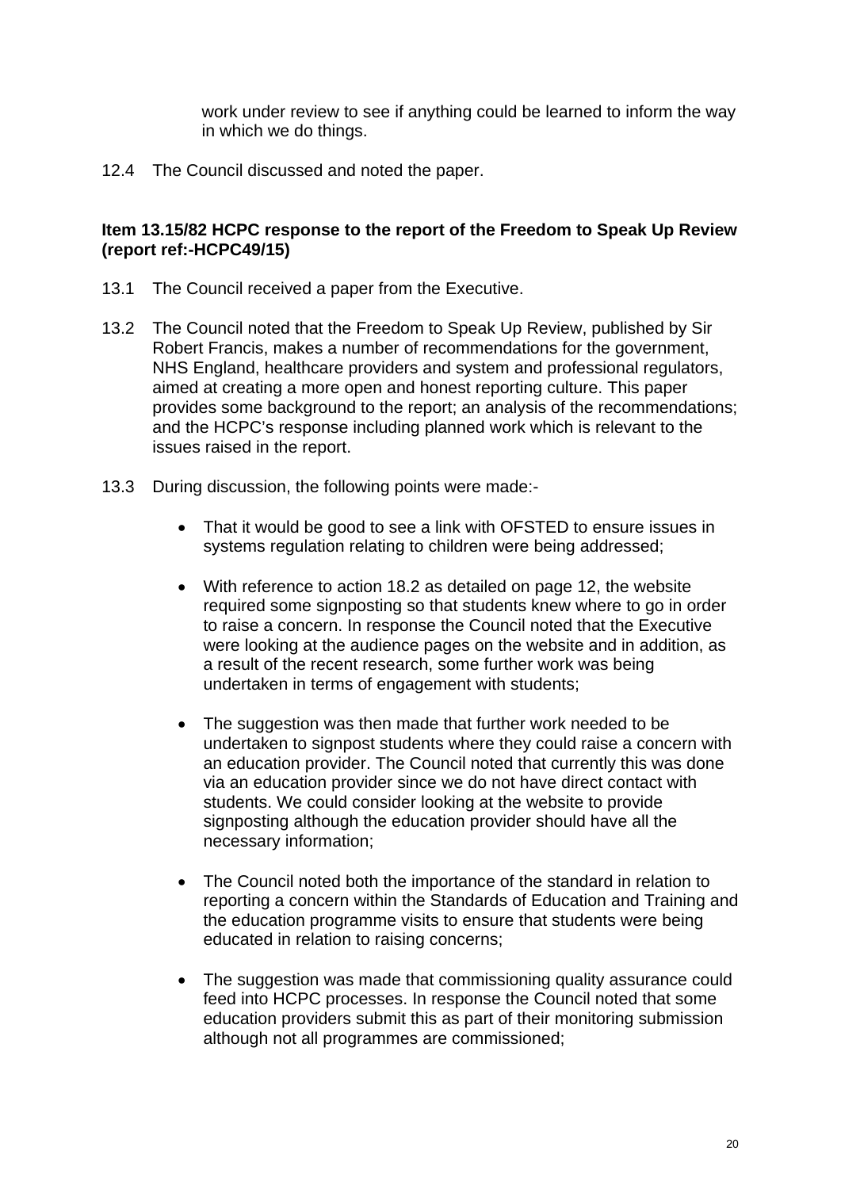work under review to see if anything could be learned to inform the way in which we do things.

12.4 The Council discussed and noted the paper.

**Item 13.15/82 HCPC response to the report of the Freedom to Speak Up Review (report ref:-HCPC49/15)**

13.1 The Council received a paper from the Executive.

13.2 The Council noted that the Freedom to Speak Up Review, published by Sir Robert Francis, makes a number of recommendations for the government, NHS England, healthcare providers and system and professional regulators, aimed at creating a more open and honest reporting culture. This paper provides some background to the report; an analysis of the recommendations; and the HCPC's response including planned work which is relevant to the issues raised in the report.

13.3 During discussion, the following points were made:-

- That it would be good to see a link with OFSTED to ensure issues in systems regulation relating to children were being addressed;
- With reference to action 18.2 as detailed on page 12, the website required some signposting so that students knew where to go in order to raise a concern. In response the Council noted that the Executive were looking at the audience pages on the website and in addition, as a result of the recent research, some further work was being undertaken in terms of engagement with students;
- The suggestion was then made that further work needed to be undertaken to signpost students where they could raise a concern with an education provider. The Council noted that currently this was done via an education provider since we do not have direct contact with students. We could consider looking at the website to provide signposting although the education provider should have all the necessary information;
- The Council noted both the importance of the standard in relation to reporting a concern within the Standards of Education and Training and the education programme visits to ensure that students were being educated in relation to raising concerns;
- The suggestion was made that commissioning quality assurance could feed into HCPC processes. In response the Council noted that some education providers submit this as part of their monitoring submission although not all programmes are commissioned;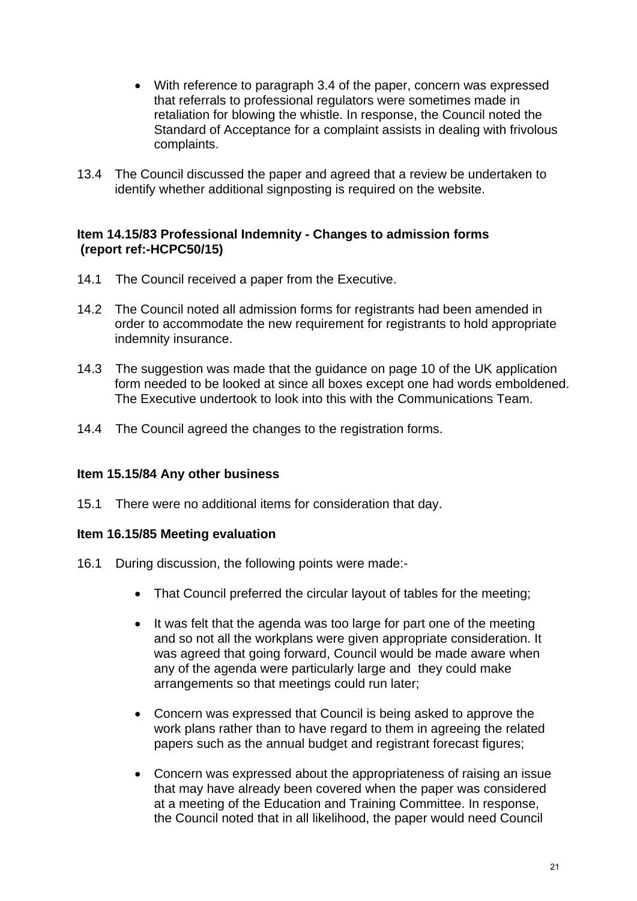- With reference to paragraph 3.4 of the paper, concern was expressed that referrals to professional regulators were sometimes made in retaliation for blowing the whistle. In response, the Council noted the Standard of Acceptance for a complaint assists in dealing with frivolous complaints.

13.4 The Council discussed the paper and agreed that a review be undertaken to identify whether additional signposting is required on the website.

**Item 14.15/83 Professional Indemnity - Changes to admission forms (report ref:-HCPC50/15)**

14.1 The Council received a paper from the Executive.

14.2 The Council noted all admission forms for registrants had been amended in order to accommodate the new requirement for registrants to hold appropriate indemnity insurance.

14.3 The suggestion was made that the guidance on page 10 of the UK application form needed to be looked at since all boxes except one had words emboldened. The Executive undertook to look into this with the Communications Team.

14.4 The Council agreed the changes to the registration forms.

**Item 15.15/84 Any other business**

15.1 There were no additional items for consideration that day.

**Item 16.15/85 Meeting evaluation**

16.1 During discussion, the following points were made:-

- That Council preferred the circular layout of tables for the meeting;

- It was felt that the agenda was too large for part one of the meeting and so not all the workplans were given appropriate consideration. It was agreed that going forward, Council would be made aware when any of the agenda were particularly large and they could make arrangements so that meetings could run later;

- Concern was expressed that Council is being asked to approve the work plans rather than to have regard to them in agreeing the related papers such as the annual budget and registrant forecast figures;

- Concern was expressed about the appropriateness of raising an issue that may have already been covered when the paper was considered at a meeting of the Education and Training Committee. In response, the Council noted that in all likelihood, the paper would need Council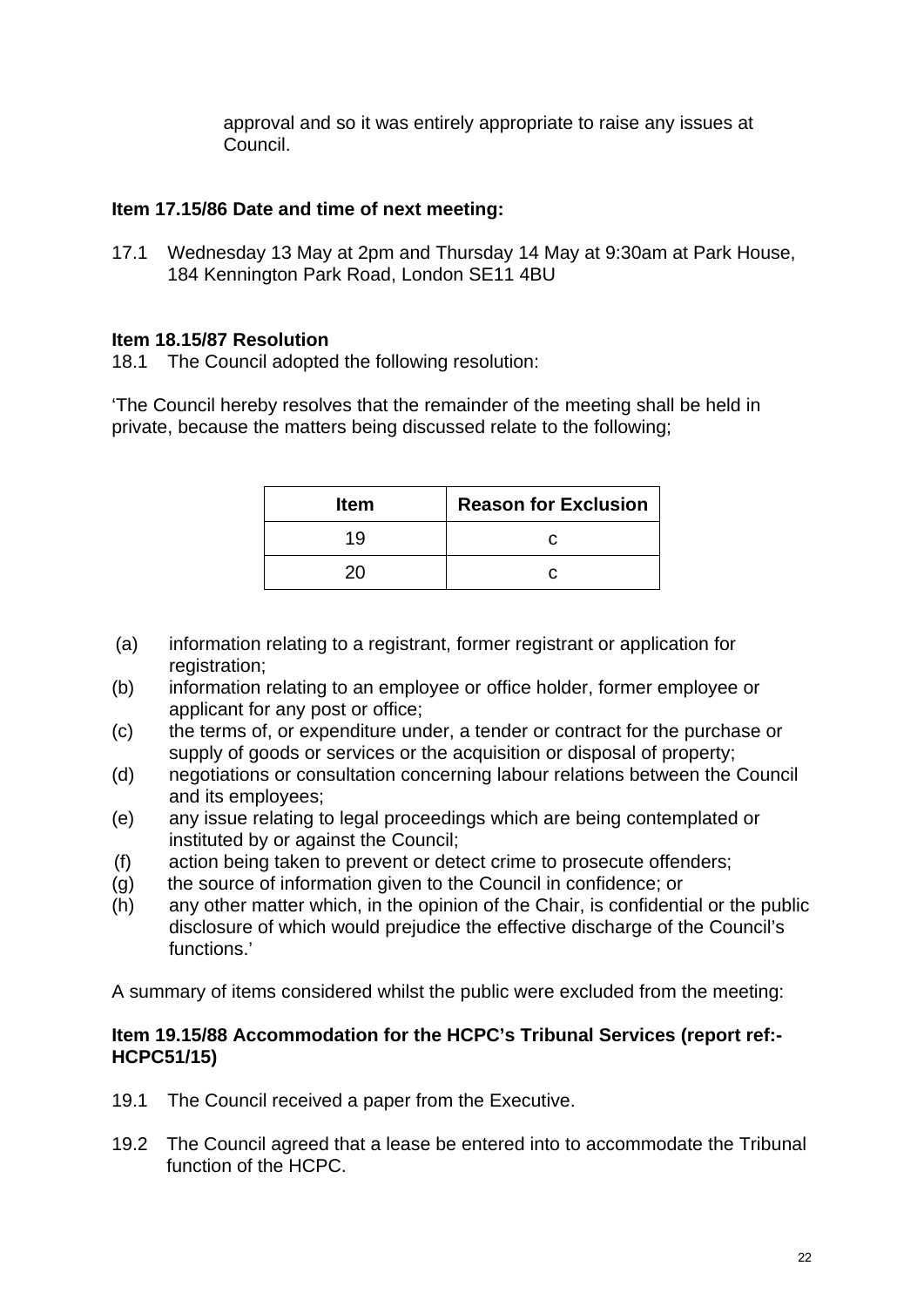approval and so it was entirely appropriate to raise any issues at Council.

**Item 17.15/86 Date and time of next meeting:**

17.1 Wednesday 13 May at 2pm and Thursday 14 May at 9:30am at Park House, 184 Kennington Park Road, London SE11 4BU

**Item 18.15/87 Resolution**

18.1 The Council adopted the following resolution:

'The Council hereby resolves that the remainder of the meeting shall be held in private, because the matters being discussed relate to the following;

| Item | Reason for Exclusion |
|---|---|
| 19 | c |
| 20 | c |

(a) information relating to a registrant, former registrant or application for registration;
(b) information relating to an employee or office holder, former employee or applicant for any post or office;
(c) the terms of, or expenditure under, a tender or contract for the purchase or supply of goods or services or the acquisition or disposal of property;
(d) negotiations or consultation concerning labour relations between the Council and its employees;
(e) any issue relating to legal proceedings which are being contemplated or instituted by or against the Council;
(f) action being taken to prevent or detect crime to prosecute offenders;
(g) the source of information given to the Council in confidence; or
(h) any other matter which, in the opinion of the Chair, is confidential or the public disclosure of which would prejudice the effective discharge of the Council's functions.'

A summary of items considered whilst the public were excluded from the meeting:

**Item 19.15/88 Accommodation for the HCPC's Tribunal Services (report ref:- HCPC51/15)**

19.1 The Council received a paper from the Executive.

19.2 The Council agreed that a lease be entered into to accommodate the Tribunal function of the HCPC.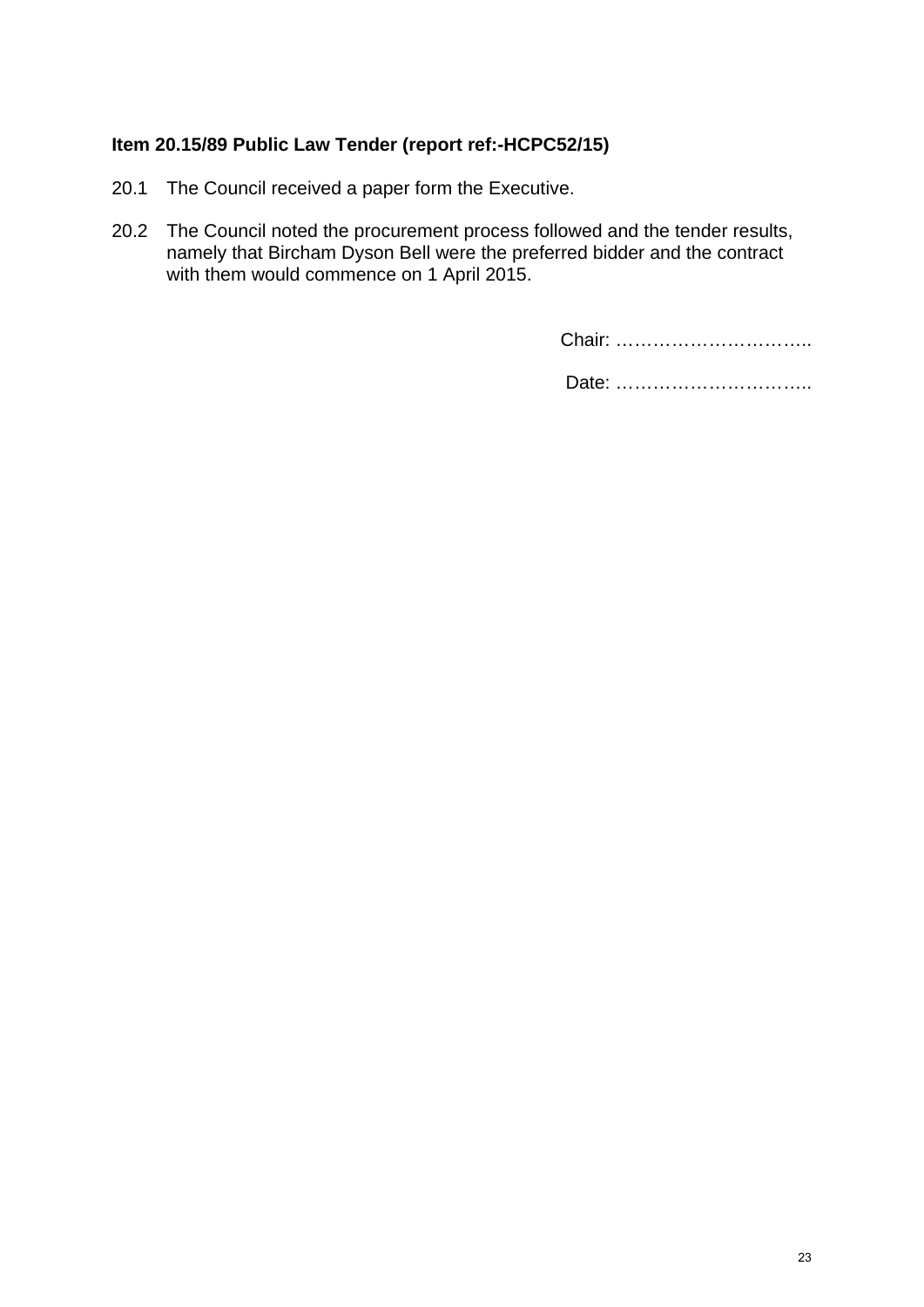**Item 20.15/89 Public Law Tender (report ref:-HCPC52/15)**

20.1 The Council received a paper form the Executive.

20.2 The Council noted the procurement process followed and the tender results, namely that Bircham Dyson Bell were the preferred bidder and the contract with them would commence on 1 April 2015.

Chair: …………………………..

Date: …………………………..